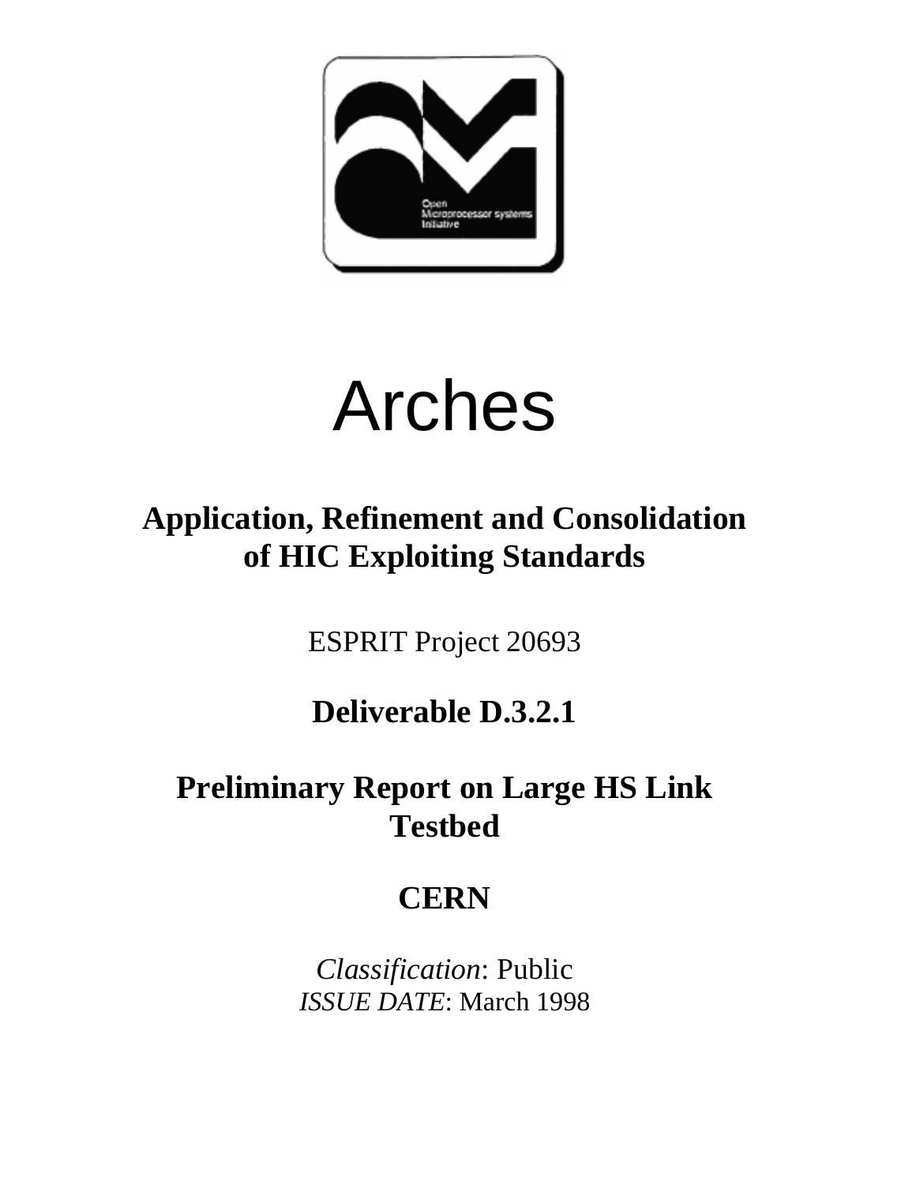# Arches

## Application, Refinement and Consolidation of HIC Exploiting Standards

ESPRIT Project 20693

## Deliverable D.3.2.1

## Preliminary Report on Large HS Link Testbed

## CERN

*Classification*: Public
*ISSUE DATE*: March 1998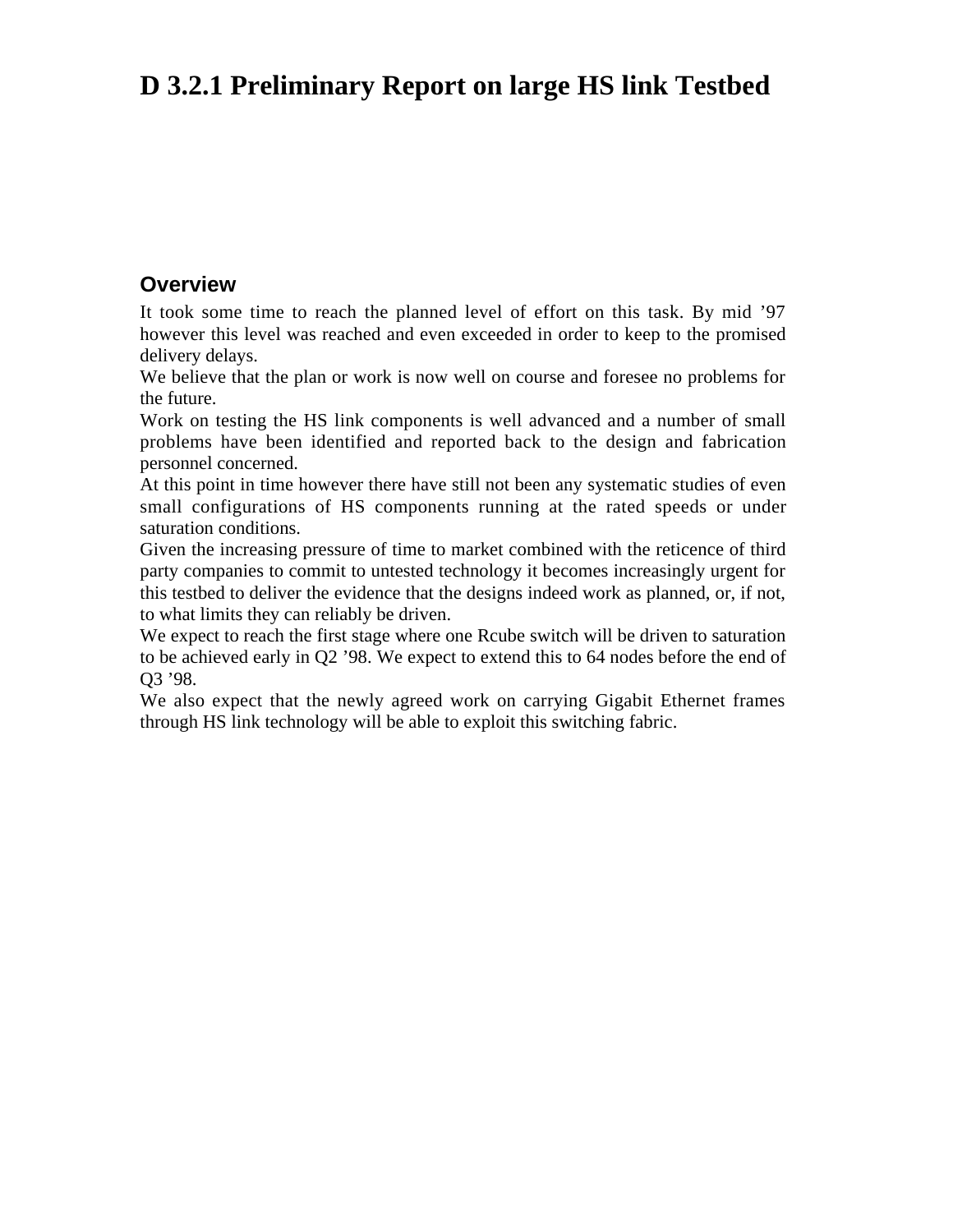# D 3.2.1 Preliminary Report on large HS link Testbed

## Overview

It took some time to reach the planned level of effort on this task. By mid '97 however this level was reached and even exceeded in order to keep to the promised delivery delays.

We believe that the plan or work is now well on course and foresee no problems for the future.

Work on testing the HS link components is well advanced and a number of small problems have been identified and reported back to the design and fabrication personnel concerned.

At this point in time however there have still not been any systematic studies of even small configurations of HS components running at the rated speeds or under saturation conditions.

Given the increasing pressure of time to market combined with the reticence of third party companies to commit to untested technology it becomes increasingly urgent for this testbed to deliver the evidence that the designs indeed work as planned, or, if not, to what limits they can reliably be driven.

We expect to reach the first stage where one Rcube switch will be driven to saturation to be achieved early in Q2 '98. We expect to extend this to 64 nodes before the end of Q3 '98.

We also expect that the newly agreed work on carrying Gigabit Ethernet frames through HS link technology will be able to exploit this switching fabric.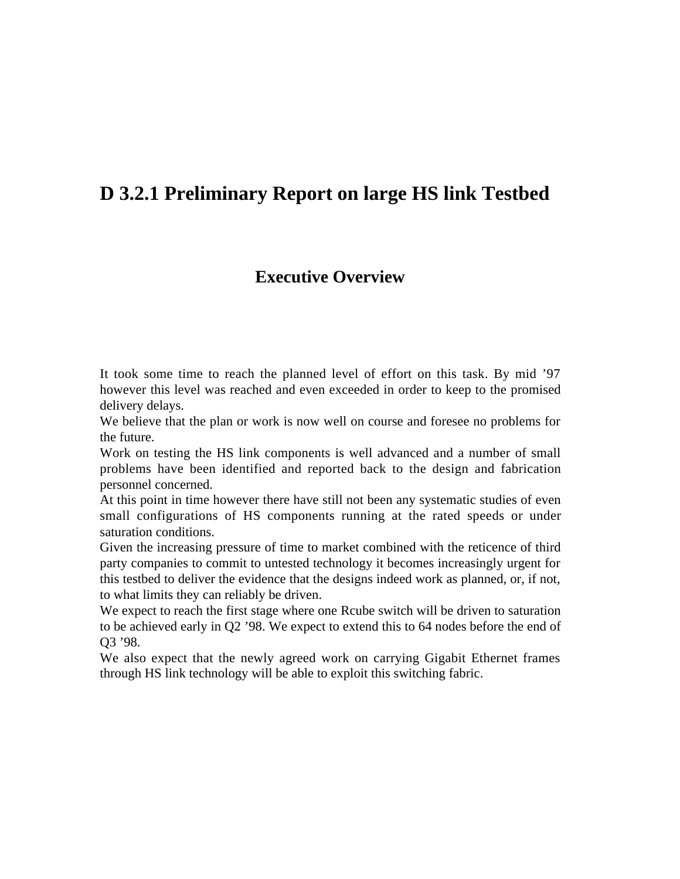# D 3.2.1 Preliminary Report on large HS link Testbed

## Executive Overview

It took some time to reach the planned level of effort on this task. By mid '97 however this level was reached and even exceeded in order to keep to the promised delivery delays.

We believe that the plan or work is now well on course and foresee no problems for the future.

Work on testing the HS link components is well advanced and a number of small problems have been identified and reported back to the design and fabrication personnel concerned.

At this point in time however there have still not been any systematic studies of even small configurations of HS components running at the rated speeds or under saturation conditions.

Given the increasing pressure of time to market combined with the reticence of third party companies to commit to untested technology it becomes increasingly urgent for this testbed to deliver the evidence that the designs indeed work as planned, or, if not, to what limits they can reliably be driven.

We expect to reach the first stage where one Rcube switch will be driven to saturation to be achieved early in Q2 '98. We expect to extend this to 64 nodes before the end of Q3 '98.

We also expect that the newly agreed work on carrying Gigabit Ethernet frames through HS link technology will be able to exploit this switching fabric.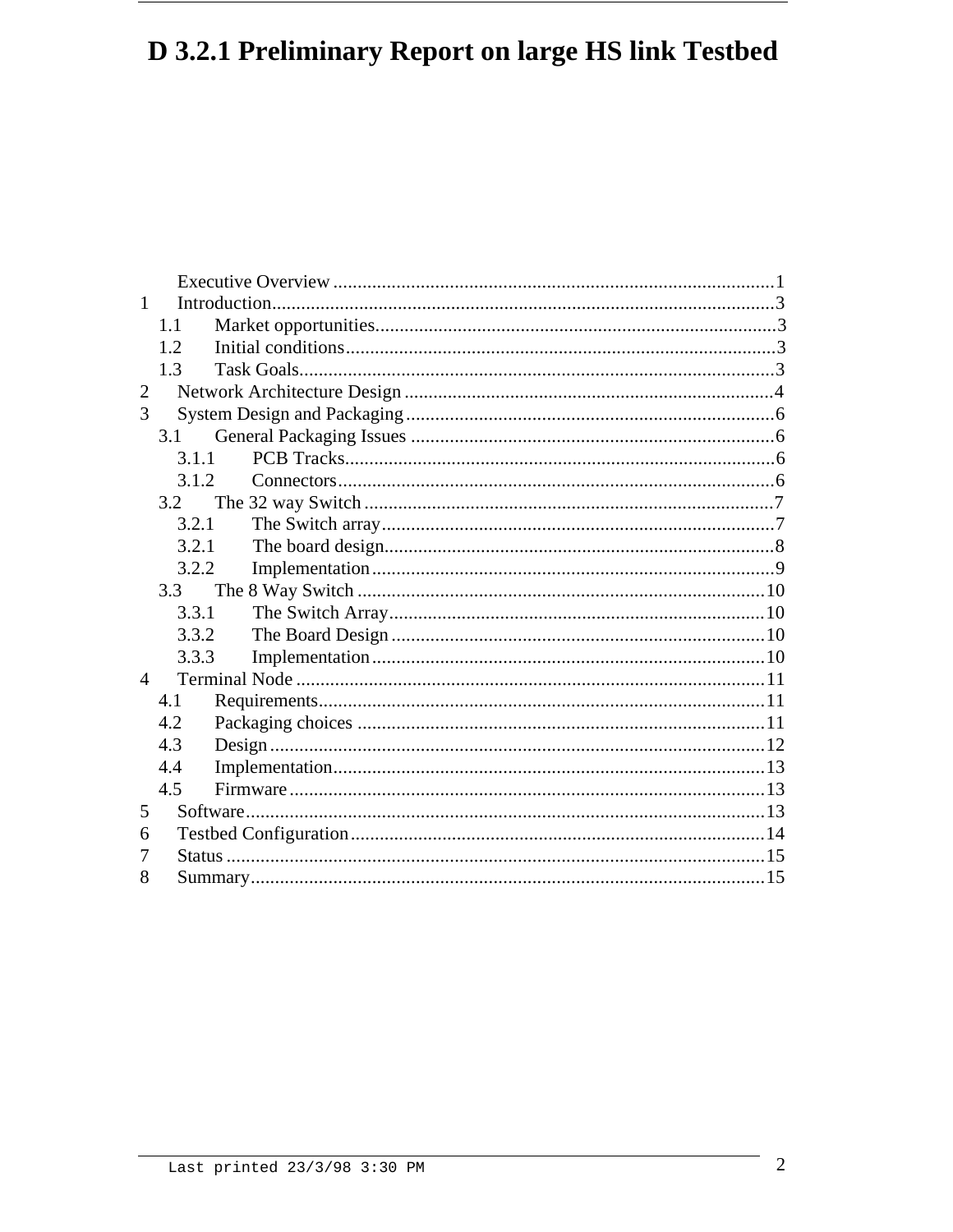# D 3.2.1 Preliminary Report on large HS link Testbed

Executive Overview ....................................................................................1
1 Introduction.................................................................................................3
  1.1 Market opportunities..............................................................................3
  1.2 Initial conditions....................................................................................3
  1.3 Task Goals..............................................................................................3
2 Network Architecture Design .....................................................................4
3 System Design and Packaging....................................................................6
  3.1 General Packaging Issues ......................................................................6
    3.1.1 PCB Tracks......................................................................................6
    3.1.2 Connectors.......................................................................................6
  3.2 The 32 way Switch ................................................................................7
    3.2.1 The Switch array..............................................................................7
    3.2.1 The board design..............................................................................8
    3.2.2 Implementation................................................................................9
  3.3 The 8 Way Switch ................................................................................10
    3.3.1 The Switch Array............................................................................10
    3.3.2 The Board Design ...........................................................................10
    3.3.3 Implementation...............................................................................10
4 Terminal Node ...........................................................................................11
  4.1 Requirements........................................................................................11
  4.2 Packaging choices ................................................................................11
  4.3 Design...................................................................................................12
  4.4 Implementation.....................................................................................13
  4.5 Firmware ..............................................................................................13
5 Software.....................................................................................................13
6 Testbed Configuration................................................................................14
7 Status .........................................................................................................15
8 Summary....................................................................................................15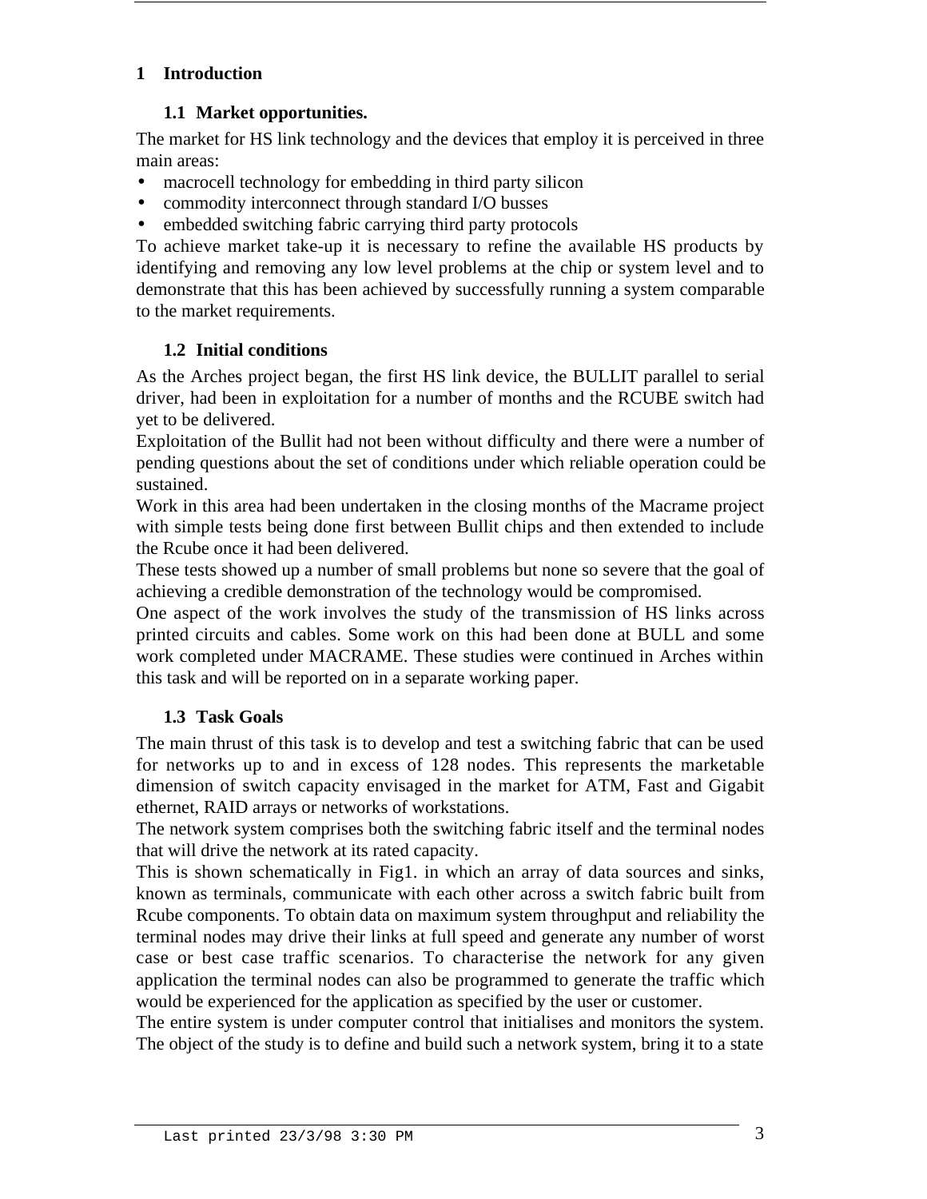# 1 Introduction

## 1.1 Market opportunities.

The market for HS link technology and the devices that employ it is perceived in three main areas:

- macrocell technology for embedding in third party silicon
- commodity interconnect through standard I/O busses
- embedded switching fabric carrying third party protocols

To achieve market take-up it is necessary to refine the available HS products by identifying and removing any low level problems at the chip or system level and to demonstrate that this has been achieved by successfully running a system comparable to the market requirements.

## 1.2 Initial conditions

As the Arches project began, the first HS link device, the BULLIT parallel to serial driver, had been in exploitation for a number of months and the RCUBE switch had yet to be delivered.

Exploitation of the Bullit had not been without difficulty and there were a number of pending questions about the set of conditions under which reliable operation could be sustained.

Work in this area had been undertaken in the closing months of the Macrame project with simple tests being done first between Bullit chips and then extended to include the Rcube once it had been delivered.

These tests showed up a number of small problems but none so severe that the goal of achieving a credible demonstration of the technology would be compromised.

One aspect of the work involves the study of the transmission of HS links across printed circuits and cables. Some work on this had been done at BULL and some work completed under MACRAME. These studies were continued in Arches within this task and will be reported on in a separate working paper.

## 1.3 Task Goals

The main thrust of this task is to develop and test a switching fabric that can be used for networks up to and in excess of 128 nodes. This represents the marketable dimension of switch capacity envisaged in the market for ATM, Fast and Gigabit ethernet, RAID arrays or networks of workstations.

The network system comprises both the switching fabric itself and the terminal nodes that will drive the network at its rated capacity.

This is shown schematically in Fig1. in which an array of data sources and sinks, known as terminals, communicate with each other across a switch fabric built from Rcube components. To obtain data on maximum system throughput and reliability the terminal nodes may drive their links at full speed and generate any number of worst case or best case traffic scenarios. To characterise the network for any given application the terminal nodes can also be programmed to generate the traffic which would be experienced for the application as specified by the user or customer.

The entire system is under computer control that initialises and monitors the system. The object of the study is to define and build such a network system, bring it to a state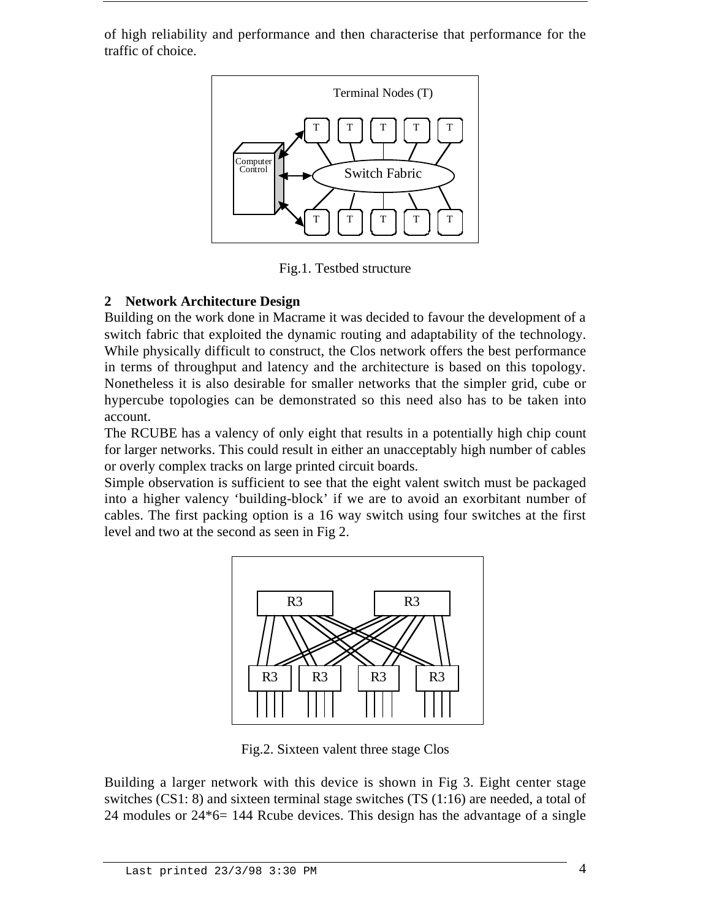of high reliability and performance and then characterise that performance for the traffic of choice.

Fig.1. Testbed structure

## 2 Network Architecture Design

Building on the work done in Macrame it was decided to favour the development of a switch fabric that exploited the dynamic routing and adaptability of the technology. While physically difficult to construct, the Clos network offers the best performance in terms of throughput and latency and the architecture is based on this topology. Nonetheless it is also desirable for smaller networks that the simpler grid, cube or hypercube topologies can be demonstrated so this need also has to be taken into account.

The RCUBE has a valency of only eight that results in a potentially high chip count for larger networks. This could result in either an unacceptably high number of cables or overly complex tracks on large printed circuit boards.

Simple observation is sufficient to see that the eight valent switch must be packaged into a higher valency 'building-block' if we are to avoid an exorbitant number of cables. The first packing option is a 16 way switch using four switches at the first level and two at the second as seen in Fig 2.

Fig.2. Sixteen valent three stage Clos

Building a larger network with this device is shown in Fig 3. Eight center stage switches (CS1: 8) and sixteen terminal stage switches (TS (1:16) are needed, a total of 24 modules or 24*6= 144 Rcube devices. This design has the advantage of a single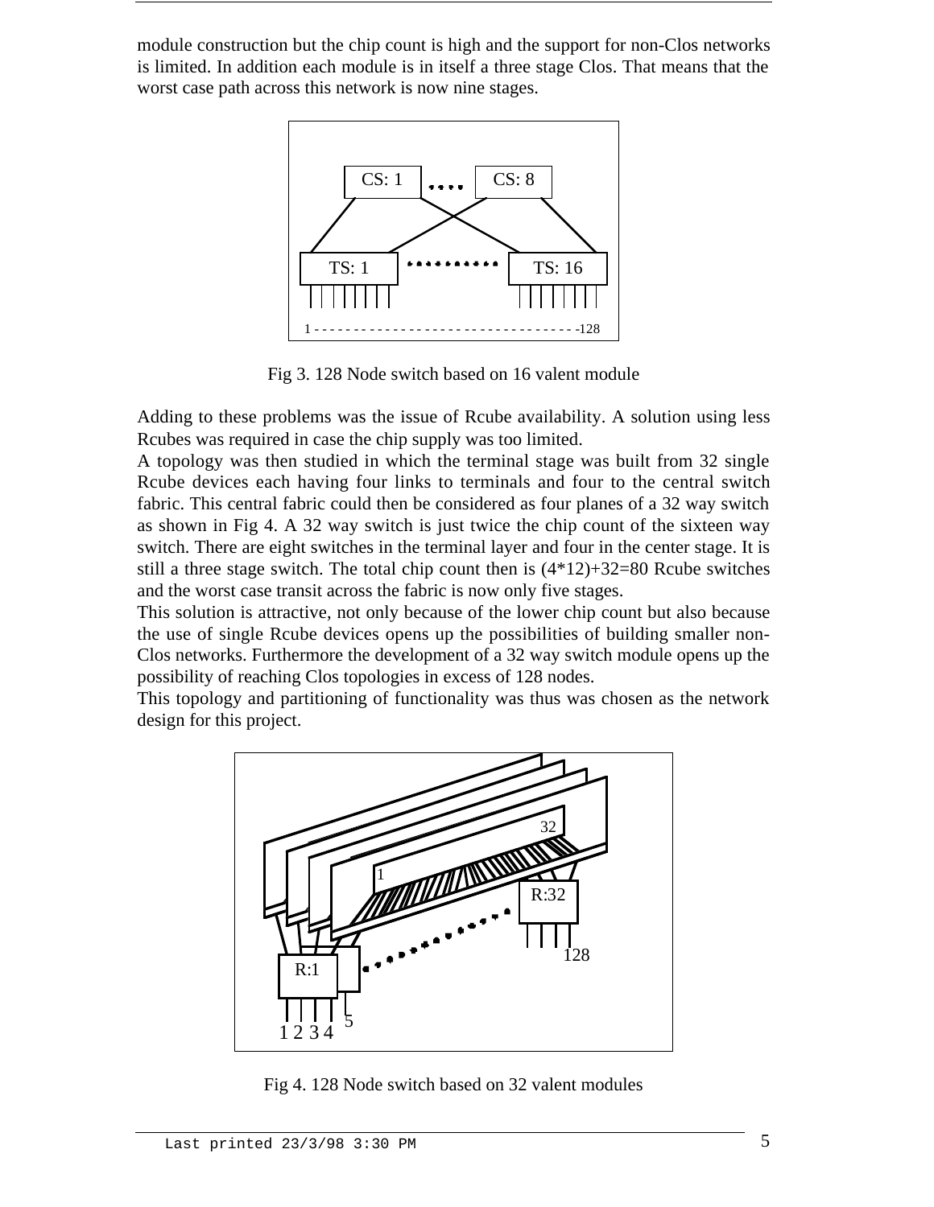module construction but the chip count is high and the support for non-Clos networks is limited. In addition each module is in itself a three stage Clos. That means that the worst case path across this network is now nine stages.

Fig 3. 128 Node switch based on 16 valent module

Adding to these problems was the issue of Rcube availability. A solution using less Rcubes was required in case the chip supply was too limited.

A topology was then studied in which the terminal stage was built from 32 single Rcube devices each having four links to terminals and four to the central switch fabric. This central fabric could then be considered as four planes of a 32 way switch as shown in Fig 4. A 32 way switch is just twice the chip count of the sixteen way switch. There are eight switches in the terminal layer and four in the center stage. It is still a three stage switch. The total chip count then is (4*12)+32=80 Rcube switches and the worst case transit across the fabric is now only five stages.

This solution is attractive, not only because of the lower chip count but also because the use of single Rcube devices opens up the possibilities of building smaller non-Clos networks. Furthermore the development of a 32 way switch module opens up the possibility of reaching Clos topologies in excess of 128 nodes.

This topology and partitioning of functionality was thus was chosen as the network design for this project.

Fig 4. 128 Node switch based on 32 valent modules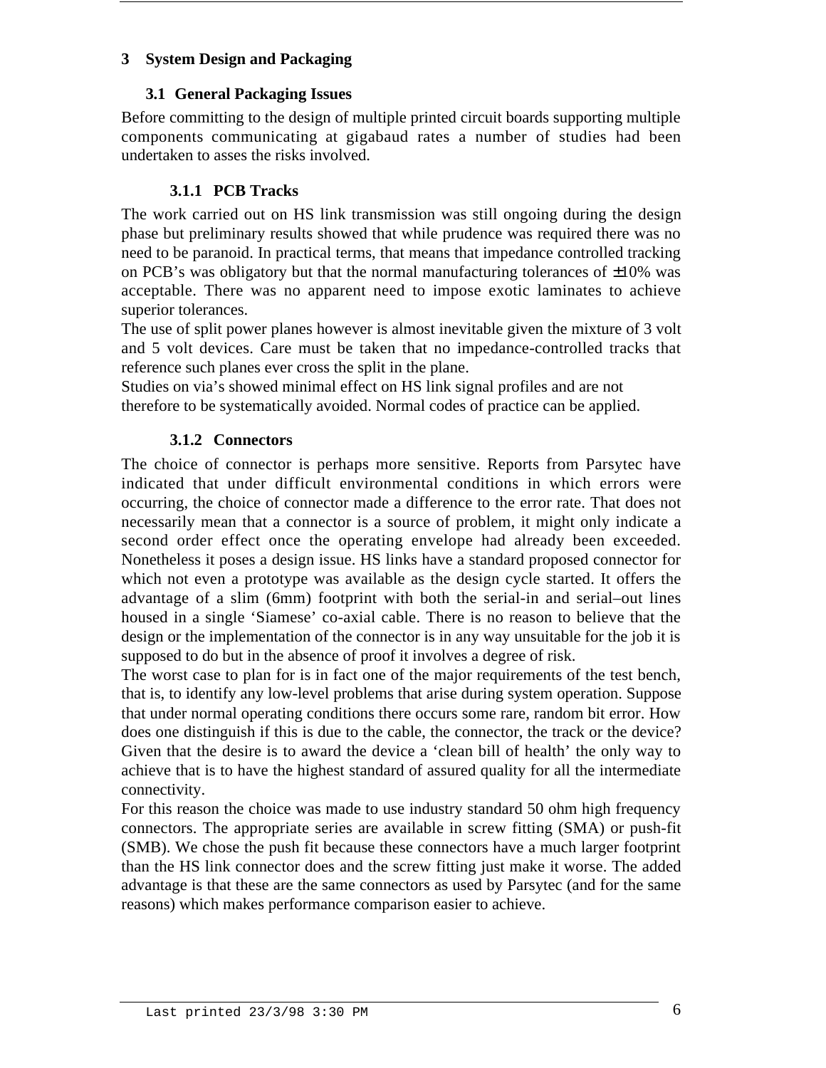# 3 System Design and Packaging

## 3.1 General Packaging Issues

Before committing to the design of multiple printed circuit boards supporting multiple components communicating at gigabaud rates a number of studies had been undertaken to asses the risks involved.

### 3.1.1 PCB Tracks

The work carried out on HS link transmission was still ongoing during the design phase but preliminary results showed that while prudence was required there was no need to be paranoid. In practical terms, that means that impedance controlled tracking on PCB's was obligatory but that the normal manufacturing tolerances of ±10% was acceptable. There was no apparent need to impose exotic laminates to achieve superior tolerances.

The use of split power planes however is almost inevitable given the mixture of 3 volt and 5 volt devices. Care must be taken that no impedance-controlled tracks that reference such planes ever cross the split in the plane.

Studies on via's showed minimal effect on HS link signal profiles and are not therefore to be systematically avoided. Normal codes of practice can be applied.

### 3.1.2 Connectors

The choice of connector is perhaps more sensitive. Reports from Parsytec have indicated that under difficult environmental conditions in which errors were occurring, the choice of connector made a difference to the error rate. That does not necessarily mean that a connector is a source of problem, it might only indicate a second order effect once the operating envelope had already been exceeded. Nonetheless it poses a design issue. HS links have a standard proposed connector for which not even a prototype was available as the design cycle started. It offers the advantage of a slim (6mm) footprint with both the serial-in and serial–out lines housed in a single 'Siamese' co-axial cable. There is no reason to believe that the design or the implementation of the connector is in any way unsuitable for the job it is supposed to do but in the absence of proof it involves a degree of risk.

The worst case to plan for is in fact one of the major requirements of the test bench, that is, to identify any low-level problems that arise during system operation. Suppose that under normal operating conditions there occurs some rare, random bit error. How does one distinguish if this is due to the cable, the connector, the track or the device? Given that the desire is to award the device a 'clean bill of health' the only way to achieve that is to have the highest standard of assured quality for all the intermediate connectivity.

For this reason the choice was made to use industry standard 50 ohm high frequency connectors. The appropriate series are available in screw fitting (SMA) or push-fit (SMB). We chose the push fit because these connectors have a much larger footprint than the HS link connector does and the screw fitting just make it worse. The added advantage is that these are the same connectors as used by Parsytec (and for the same reasons) which makes performance comparison easier to achieve.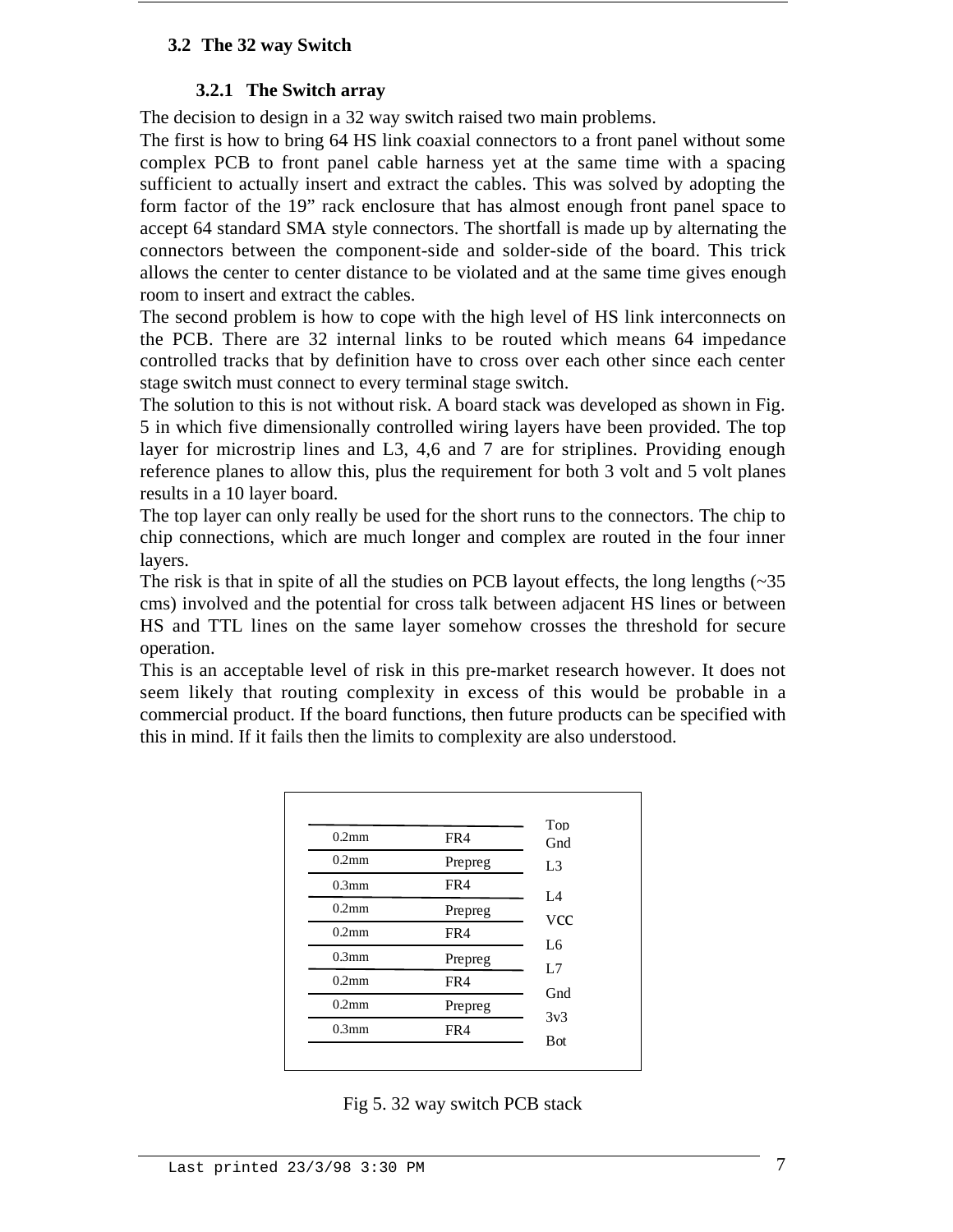### 3.2 The 32 way Switch

#### 3.2.1 The Switch array

The decision to design in a 32 way switch raised two main problems.

The first is how to bring 64 HS link coaxial connectors to a front panel without some complex PCB to front panel cable harness yet at the same time with a spacing sufficient to actually insert and extract the cables. This was solved by adopting the form factor of the 19" rack enclosure that has almost enough front panel space to accept 64 standard SMA style connectors. The shortfall is made up by alternating the connectors between the component-side and solder-side of the board. This trick allows the center to center distance to be violated and at the same time gives enough room to insert and extract the cables.

The second problem is how to cope with the high level of HS link interconnects on the PCB. There are 32 internal links to be routed which means 64 impedance controlled tracks that by definition have to cross over each other since each center stage switch must connect to every terminal stage switch.

The solution to this is not without risk. A board stack was developed as shown in Fig. 5 in which five dimensionally controlled wiring layers have been provided. The top layer for microstrip lines and L3, 4,6 and 7 are for striplines. Providing enough reference planes to allow this, plus the requirement for both 3 volt and 5 volt planes results in a 10 layer board.

The top layer can only really be used for the short runs to the connectors. The chip to chip connections, which are much longer and complex are routed in the four inner layers.

The risk is that in spite of all the studies on PCB layout effects, the long lengths (~35 cms) involved and the potential for cross talk between adjacent HS lines or between HS and TTL lines on the same layer somehow crosses the threshold for secure operation.

This is an acceptable level of risk in this pre-market research however. It does not seem likely that routing complexity in excess of this would be probable in a commercial product. If the board functions, then future products can be specified with this in mind. If it fails then the limits to complexity are also understood.

| Thickness | Material | Layer |
|---|---|---|
| | | Top |
| 0.2mm | FR4 | |
| | | Gnd |
| 0.2mm | Prepreg | |
| | | L3 |
| 0.3mm | FR4 | |
| | | L4 |
| 0.2mm | Prepreg | |
| | | VCC |
| 0.2mm | FR4 | |
| | | L6 |
| 0.3mm | Prepreg | |
| | | L7 |
| 0.2mm | FR4 | |
| | | Gnd |
| 0.2mm | Prepreg | |
| | | 3v3 |
| 0.3mm | FR4 | |
| | | Bot |

Fig 5. 32 way switch PCB stack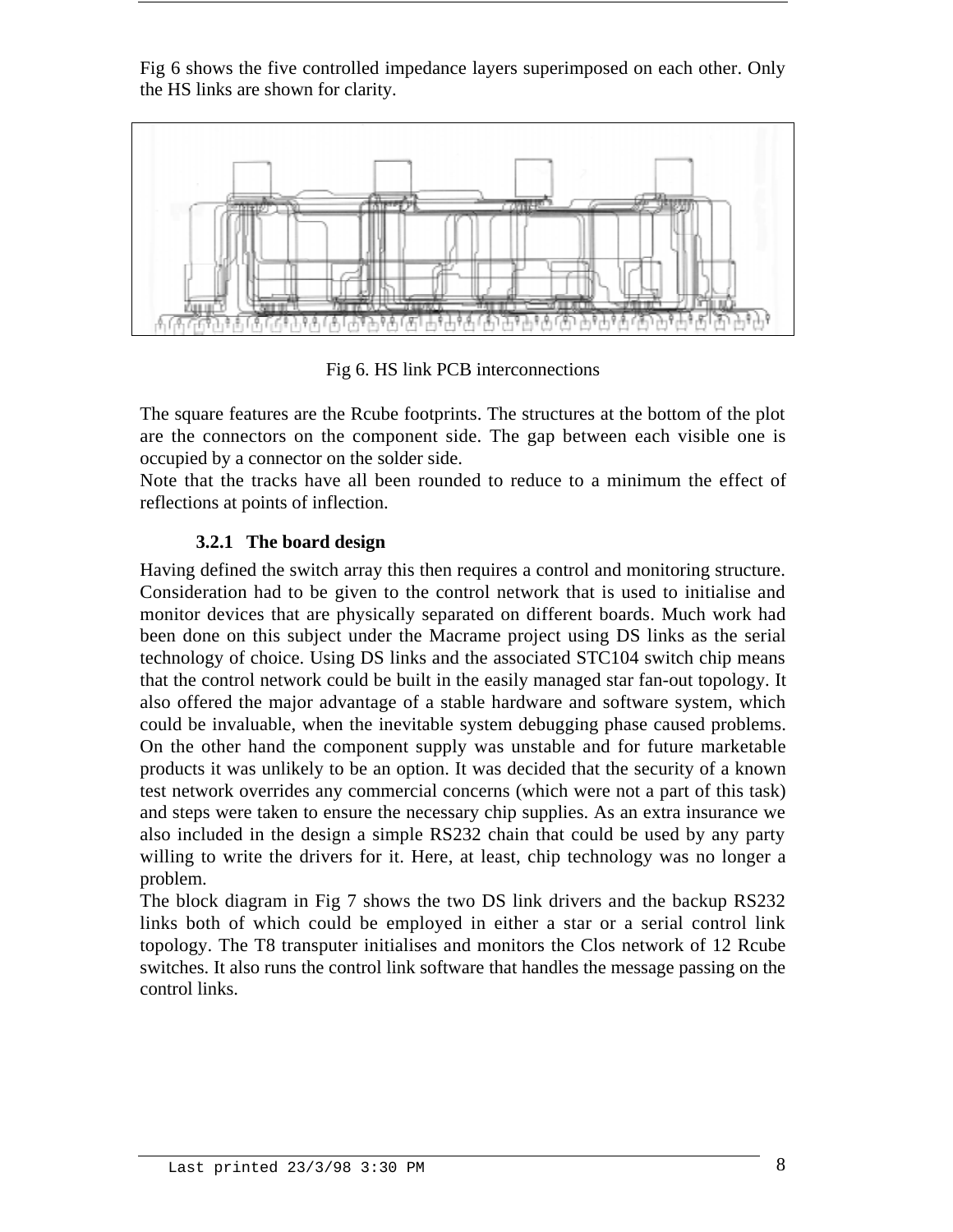Fig 6 shows the five controlled impedance layers superimposed on each other. Only the HS links are shown for clarity.

Fig 6. HS link PCB interconnections

The square features are the Rcube footprints. The structures at the bottom of the plot are the connectors on the component side. The gap between each visible one is occupied by a connector on the solder side.
Note that the tracks have all been rounded to reduce to a minimum the effect of reflections at points of inflection.

### 3.2.1 The board design

Having defined the switch array this then requires a control and monitoring structure. Consideration had to be given to the control network that is used to initialise and monitor devices that are physically separated on different boards. Much work had been done on this subject under the Macrame project using DS links as the serial technology of choice. Using DS links and the associated STC104 switch chip means that the control network could be built in the easily managed star fan-out topology. It also offered the major advantage of a stable hardware and software system, which could be invaluable, when the inevitable system debugging phase caused problems. On the other hand the component supply was unstable and for future marketable products it was unlikely to be an option. It was decided that the security of a known test network overrides any commercial concerns (which were not a part of this task) and steps were taken to ensure the necessary chip supplies. As an extra insurance we also included in the design a simple RS232 chain that could be used by any party willing to write the drivers for it. Here, at least, chip technology was no longer a problem.
The block diagram in Fig 7 shows the two DS link drivers and the backup RS232 links both of which could be employed in either a star or a serial control link topology. The T8 transputer initialises and monitors the Clos network of 12 Rcube switches. It also runs the control link software that handles the message passing on the control links.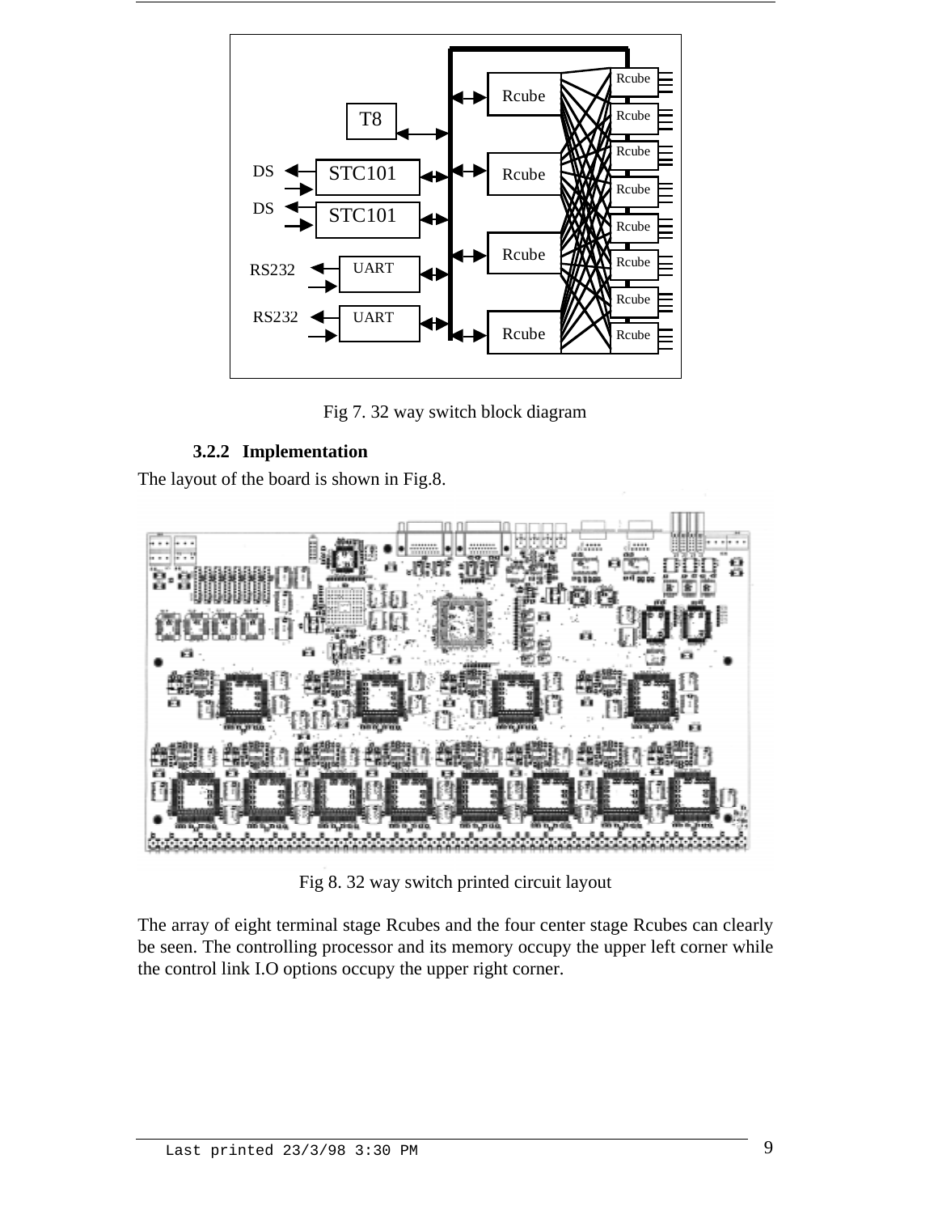Fig 7. 32 way switch block diagram

### 3.2.2 Implementation

The layout of the board is shown in Fig.8.

Fig 8. 32 way switch printed circuit layout

The array of eight terminal stage Rcubes and the four center stage Rcubes can clearly be seen. The controlling processor and its memory occupy the upper left corner while the control link I.O options occupy the upper right corner.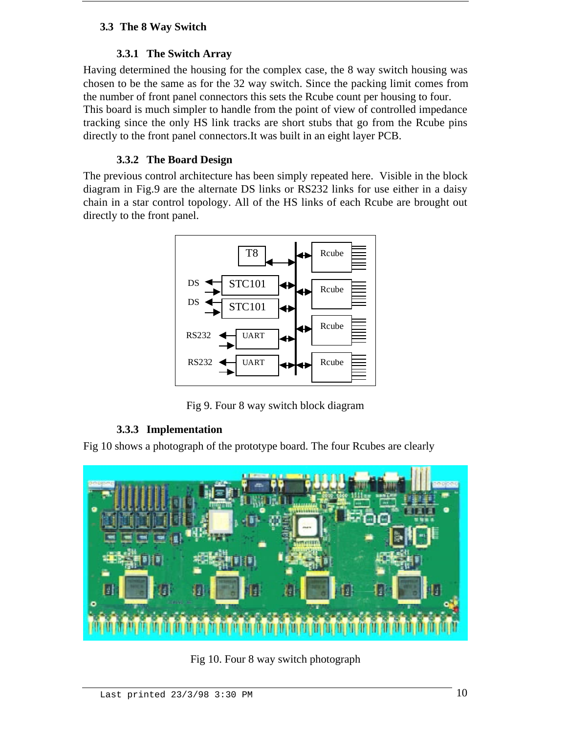### 3.3 The 8 Way Switch

#### 3.3.1 The Switch Array

Having determined the housing for the complex case, the 8 way switch housing was chosen to be the same as for the 32 way switch. Since the packing limit comes from the number of front panel connectors this sets the Rcube count per housing to four. This board is much simpler to handle from the point of view of controlled impedance tracking since the only HS link tracks are short stubs that go from the Rcube pins directly to the front panel connectors.It was built in an eight layer PCB.

#### 3.3.2 The Board Design

The previous control architecture has been simply repeated here. Visible in the block diagram in Fig.9 are the alternate DS links or RS232 links for use either in a daisy chain in a star control topology. All of the HS links of each Rcube are brought out directly to the front panel.

Fig 9. Four 8 way switch block diagram

#### 3.3.3 Implementation

Fig 10 shows a photograph of the prototype board. The four Rcubes are clearly

Fig 10. Four 8 way switch photograph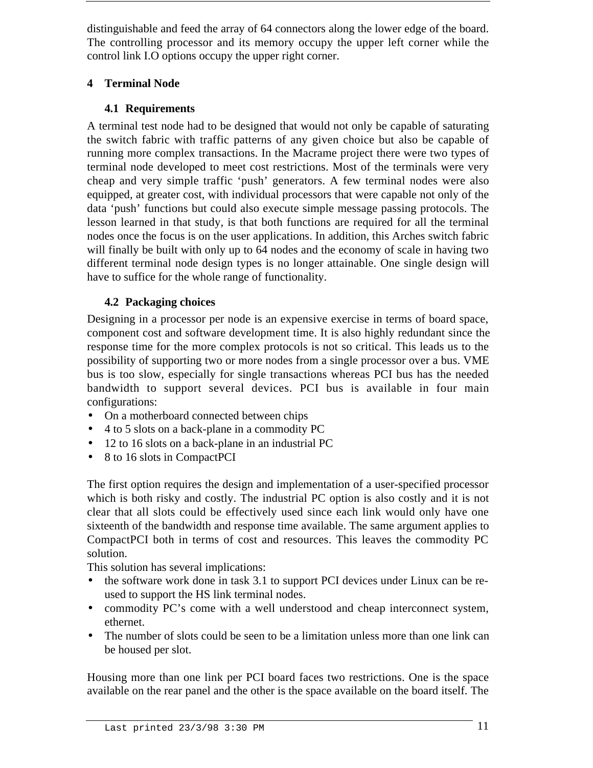distinguishable and feed the array of 64 connectors along the lower edge of the board. The controlling processor and its memory occupy the upper left corner while the control link I.O options occupy the upper right corner.

## 4 Terminal Node

### 4.1 Requirements

A terminal test node had to be designed that would not only be capable of saturating the switch fabric with traffic patterns of any given choice but also be capable of running more complex transactions. In the Macrame project there were two types of terminal node developed to meet cost restrictions. Most of the terminals were very cheap and very simple traffic 'push' generators. A few terminal nodes were also equipped, at greater cost, with individual processors that were capable not only of the data 'push' functions but could also execute simple message passing protocols. The lesson learned in that study, is that both functions are required for all the terminal nodes once the focus is on the user applications. In addition, this Arches switch fabric will finally be built with only up to 64 nodes and the economy of scale in having two different terminal node design types is no longer attainable. One single design will have to suffice for the whole range of functionality.

### 4.2 Packaging choices

Designing in a processor per node is an expensive exercise in terms of board space, component cost and software development time. It is also highly redundant since the response time for the more complex protocols is not so critical. This leads us to the possibility of supporting two or more nodes from a single processor over a bus. VME bus is too slow, especially for single transactions whereas PCI bus has the needed bandwidth to support several devices. PCI bus is available in four main configurations:

- On a motherboard connected between chips
- 4 to 5 slots on a back-plane in a commodity PC
- 12 to 16 slots on a back-plane in an industrial PC
- 8 to 16 slots in CompactPCI

The first option requires the design and implementation of a user-specified processor which is both risky and costly. The industrial PC option is also costly and it is not clear that all slots could be effectively used since each link would only have one sixteenth of the bandwidth and response time available. The same argument applies to CompactPCI both in terms of cost and resources. This leaves the commodity PC solution.

This solution has several implications:

- the software work done in task 3.1 to support PCI devices under Linux can be re-used to support the HS link terminal nodes.
- commodity PC's come with a well understood and cheap interconnect system, ethernet.
- The number of slots could be seen to be a limitation unless more than one link can be housed per slot.

Housing more than one link per PCI board faces two restrictions. One is the space available on the rear panel and the other is the space available on the board itself. The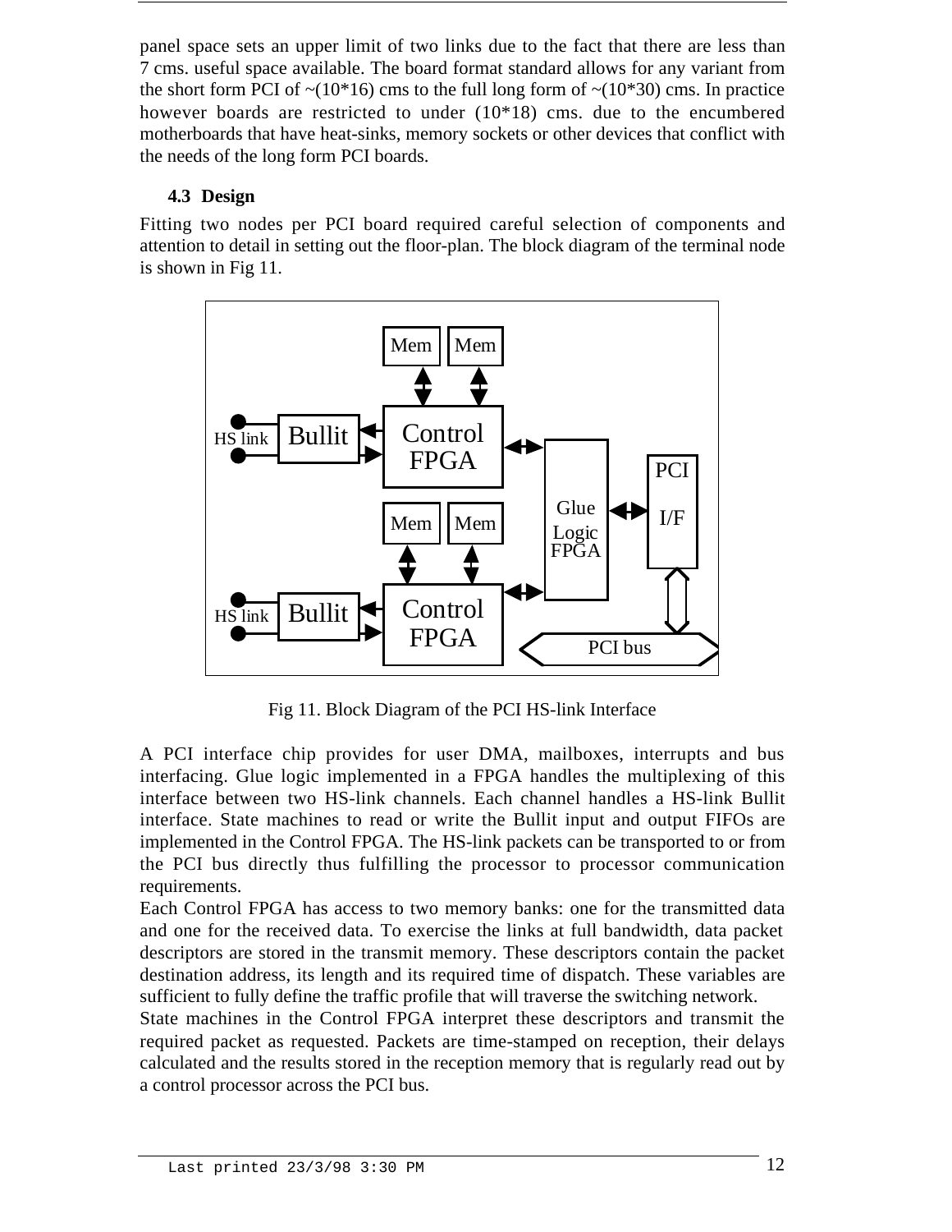panel space sets an upper limit of two links due to the fact that there are less than 7 cms. useful space available. The board format standard allows for any variant from the short form PCI of ~(10*16) cms to the full long form of ~(10*30) cms. In practice however boards are restricted to under (10*18) cms. due to the encumbered motherboards that have heat-sinks, memory sockets or other devices that conflict with the needs of the long form PCI boards.

### 4.3 Design

Fitting two nodes per PCI board required careful selection of components and attention to detail in setting out the floor-plan. The block diagram of the terminal node is shown in Fig 11.

Fig 11. Block Diagram of the PCI HS-link Interface

A PCI interface chip provides for user DMA, mailboxes, interrupts and bus interfacing. Glue logic implemented in a FPGA handles the multiplexing of this interface between two HS-link channels. Each channel handles a HS-link Bullit interface. State machines to read or write the Bullit input and output FIFOs are implemented in the Control FPGA. The HS-link packets can be transported to or from the PCI bus directly thus fulfilling the processor to processor communication requirements.

Each Control FPGA has access to two memory banks: one for the transmitted data and one for the received data. To exercise the links at full bandwidth, data packet descriptors are stored in the transmit memory. These descriptors contain the packet destination address, its length and its required time of dispatch. These variables are sufficient to fully define the traffic profile that will traverse the switching network.

State machines in the Control FPGA interpret these descriptors and transmit the required packet as requested. Packets are time-stamped on reception, their delays calculated and the results stored in the reception memory that is regularly read out by a control processor across the PCI bus.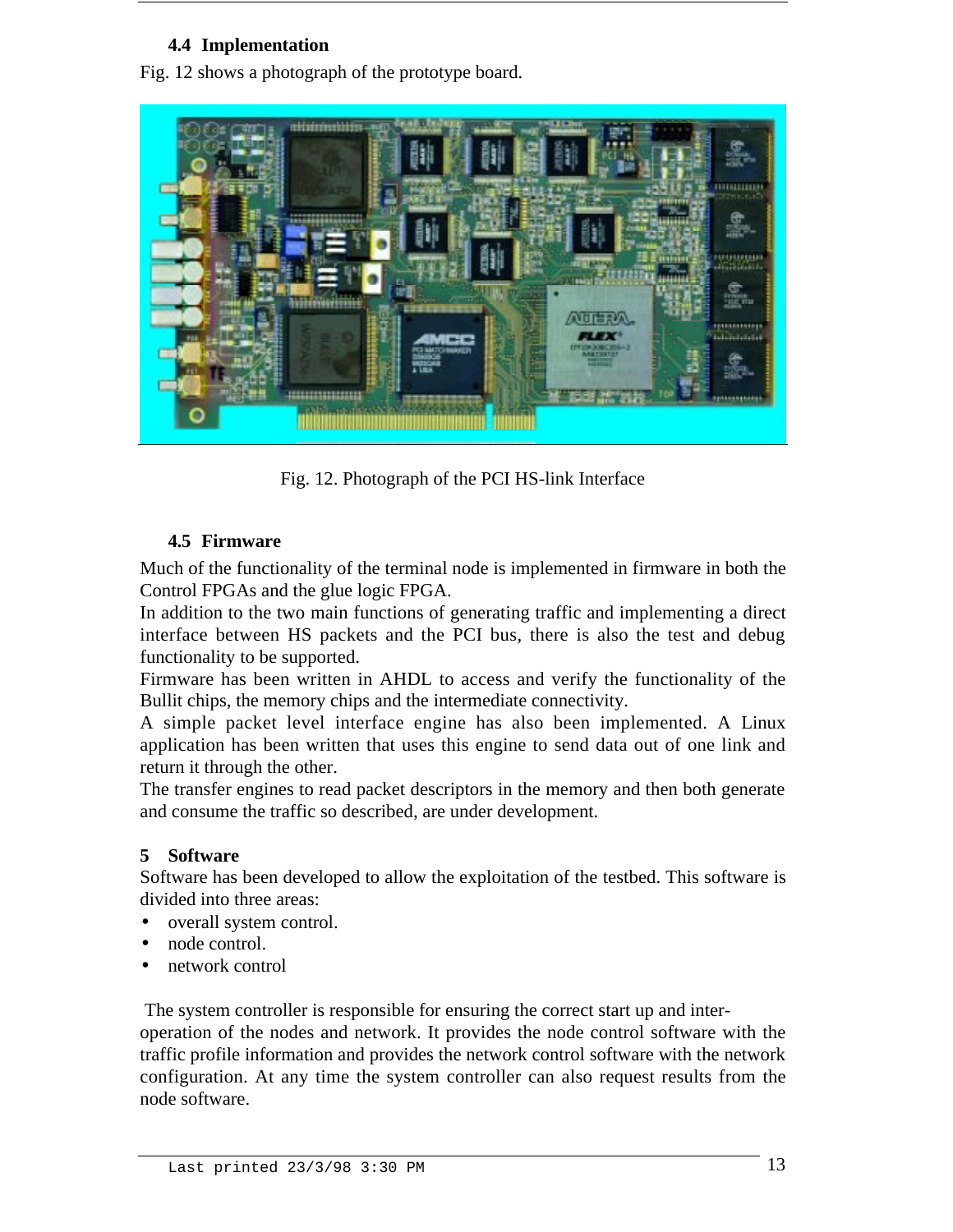### 4.4 Implementation

Fig. 12 shows a photograph of the prototype board.

Fig. 12. Photograph of the PCI HS-link Interface

### 4.5 Firmware

Much of the functionality of the terminal node is implemented in firmware in both the Control FPGAs and the glue logic FPGA.

In addition to the two main functions of generating traffic and implementing a direct interface between HS packets and the PCI bus, there is also the test and debug functionality to be supported.

Firmware has been written in AHDL to access and verify the functionality of the Bullit chips, the memory chips and the intermediate connectivity.

A simple packet level interface engine has also been implemented. A Linux application has been written that uses this engine to send data out of one link and return it through the other.

The transfer engines to read packet descriptors in the memory and then both generate and consume the traffic so described, are under development.

## 5 Software

Software has been developed to allow the exploitation of the testbed. This software is divided into three areas:

- overall system control.
- node control.
- network control

The system controller is responsible for ensuring the correct start up and inter-operation of the nodes and network. It provides the node control software with the traffic profile information and provides the network control software with the network configuration. At any time the system controller can also request results from the node software.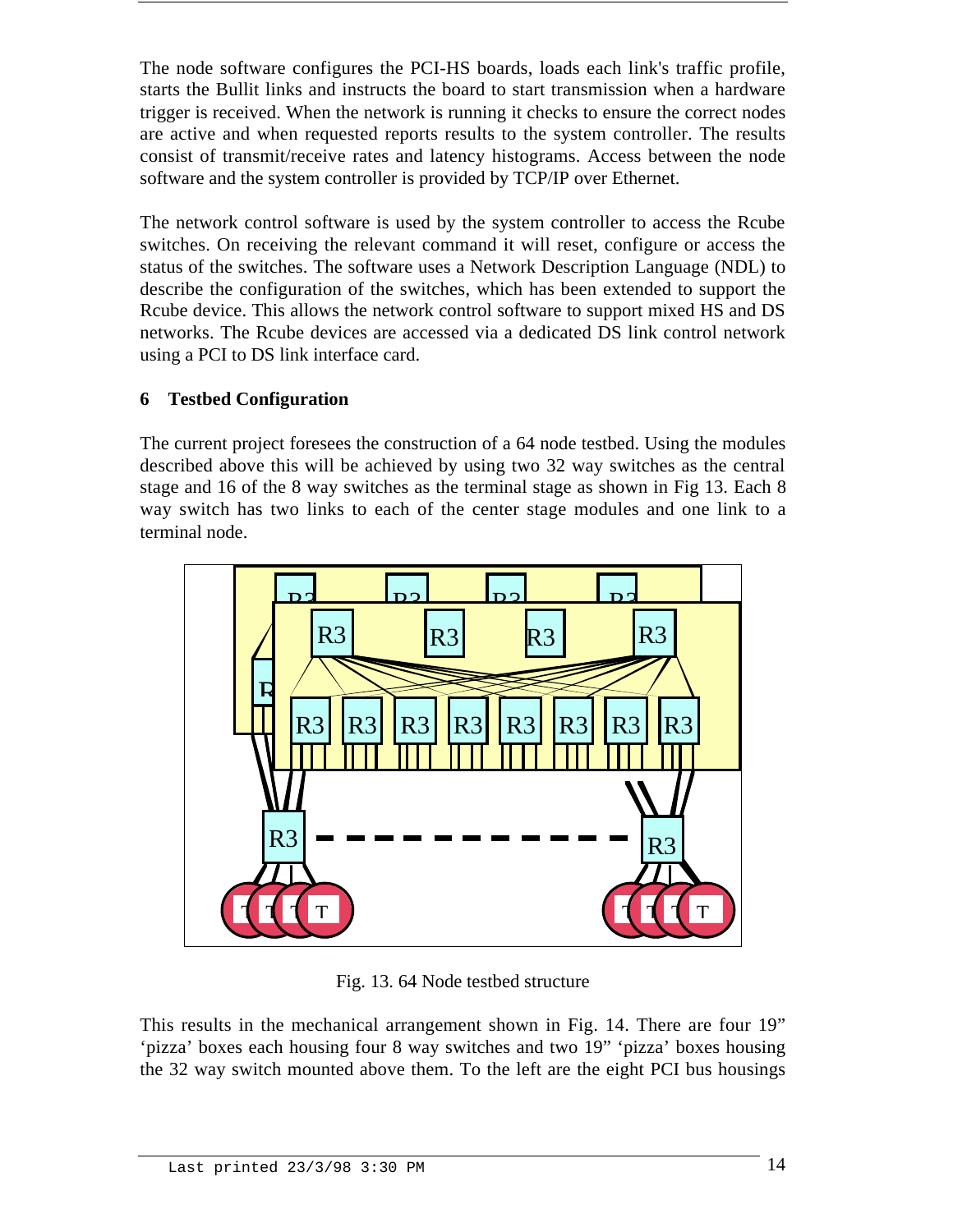The node software configures the PCI-HS boards, loads each link's traffic profile, starts the Bullit links and instructs the board to start transmission when a hardware trigger is received. When the network is running it checks to ensure the correct nodes are active and when requested reports results to the system controller. The results consist of transmit/receive rates and latency histograms. Access between the node software and the system controller is provided by TCP/IP over Ethernet.

The network control software is used by the system controller to access the Rcube switches. On receiving the relevant command it will reset, configure or access the status of the switches. The software uses a Network Description Language (NDL) to describe the configuration of the switches, which has been extended to support the Rcube device. This allows the network control software to support mixed HS and DS networks. The Rcube devices are accessed via a dedicated DS link control network using a PCI to DS link interface card.

## 6 Testbed Configuration

The current project foresees the construction of a 64 node testbed. Using the modules described above this will be achieved by using two 32 way switches as the central stage and 16 of the 8 way switches as the terminal stage as shown in Fig 13. Each 8 way switch has two links to each of the center stage modules and one link to a terminal node.

Fig. 13. 64 Node testbed structure

This results in the mechanical arrangement shown in Fig. 14. There are four 19” ‘pizza’ boxes each housing four 8 way switches and two 19” ‘pizza’ boxes housing the 32 way switch mounted above them. To the left are the eight PCI bus housings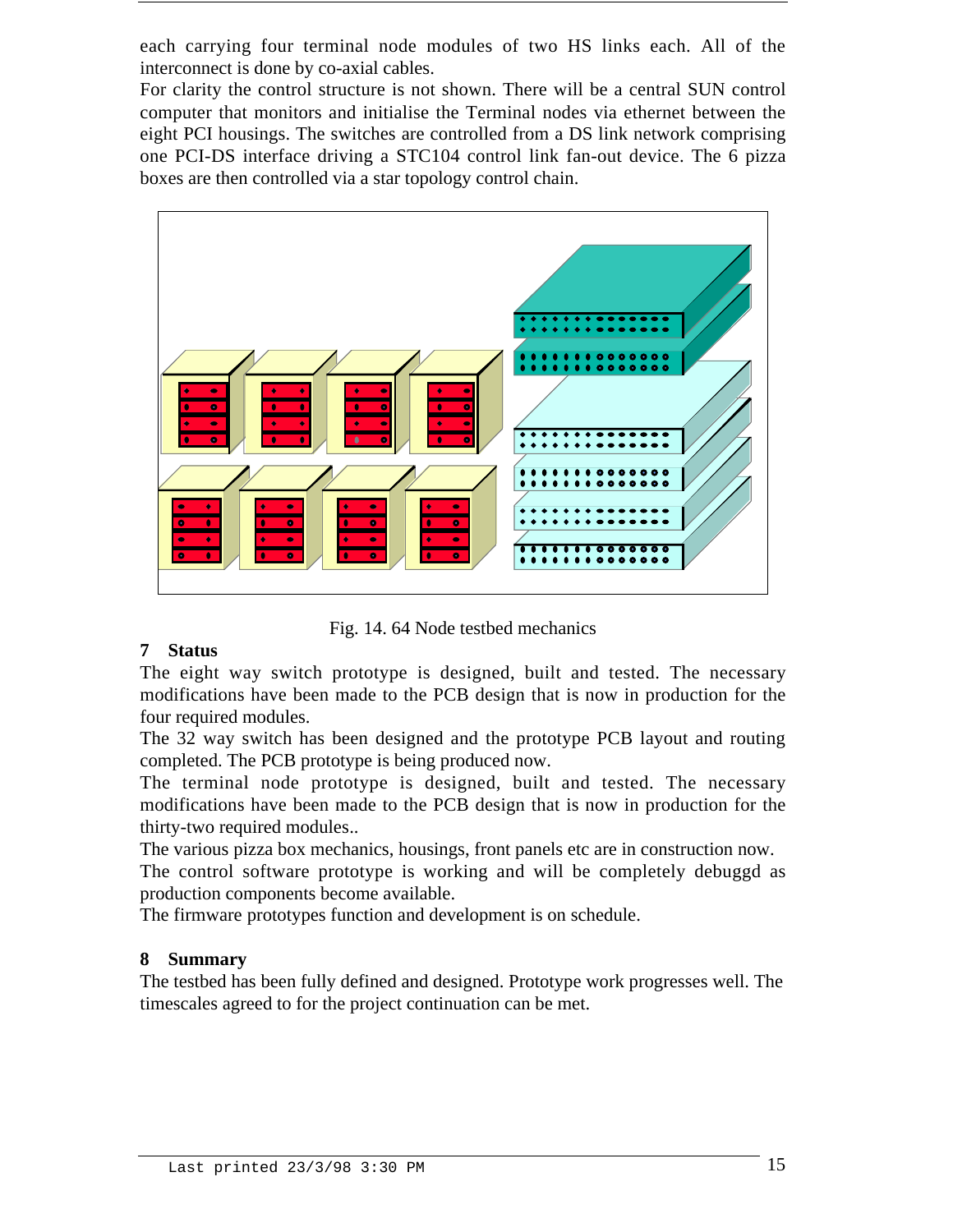each carrying four terminal node modules of two HS links each. All of the interconnect is done by co-axial cables.

For clarity the control structure is not shown. There will be a central SUN control computer that monitors and initialise the Terminal nodes via ethernet between the eight PCI housings. The switches are controlled from a DS link network comprising one PCI-DS interface driving a STC104 control link fan-out device. The 6 pizza boxes are then controlled via a star topology control chain.

Fig. 14. 64 Node testbed mechanics

## 7 Status

The eight way switch prototype is designed, built and tested. The necessary modifications have been made to the PCB design that is now in production for the four required modules.

The 32 way switch has been designed and the prototype PCB layout and routing completed. The PCB prototype is being produced now.

The terminal node prototype is designed, built and tested. The necessary modifications have been made to the PCB design that is now in production for the thirty-two required modules..

The various pizza box mechanics, housings, front panels etc are in construction now.

The control software prototype is working and will be completely debuggd as production components become available.

The firmware prototypes function and development is on schedule.

## 8 Summary

The testbed has been fully defined and designed. Prototype work progresses well. The timescales agreed to for the project continuation can be met.